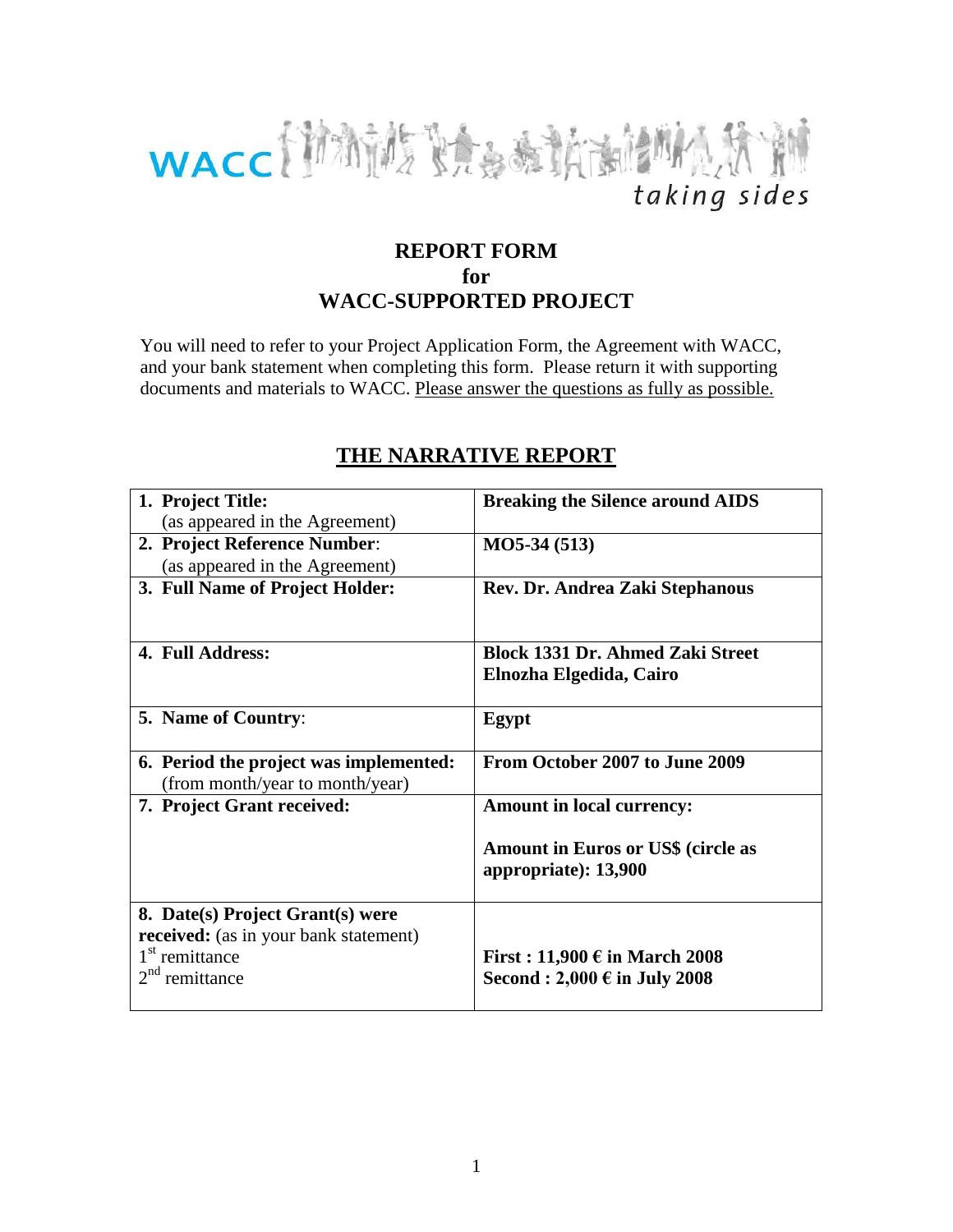WACC *taking sides*

# REPORT FORM
# for
# WACC-SUPPORTED PROJECT

You will need to refer to your Project Application Form, the Agreement with WACC, and your bank statement when completing this form. Please return it with supporting documents and materials to WACC. Please answer the questions as fully as possible.

## THE NARRATIVE REPORT

| | |
|---|---|
| **1. Project Title:** (as appeared in the Agreement) | **Breaking the Silence around AIDS** |
| **2. Project Reference Number**: (as appeared in the Agreement) | **MO5-34 (513)** |
| **3. Full Name of Project Holder:** | **Rev. Dr. Andrea Zaki Stephanous** |
| **4. Full Address:** | **Block 1331 Dr. Ahmed Zaki Street Elnozha Elgedida, Cairo** |
| **5. Name of Country**: | **Egypt** |
| **6. Period the project was implemented:** (from month/year to month/year) | **From October 2007 to June 2009** |
| **7. Project Grant received:** | **Amount in local currency:** <br> **Amount in Euros or US$ (circle as appropriate): 13,900** |
| **8. Date(s) Project Grant(s) were received:** (as in your bank statement) <br> 1st remittance <br> 2nd remittance | **First : 11,900 € in March 2008** <br> **Second : 2,000 € in July 2008** |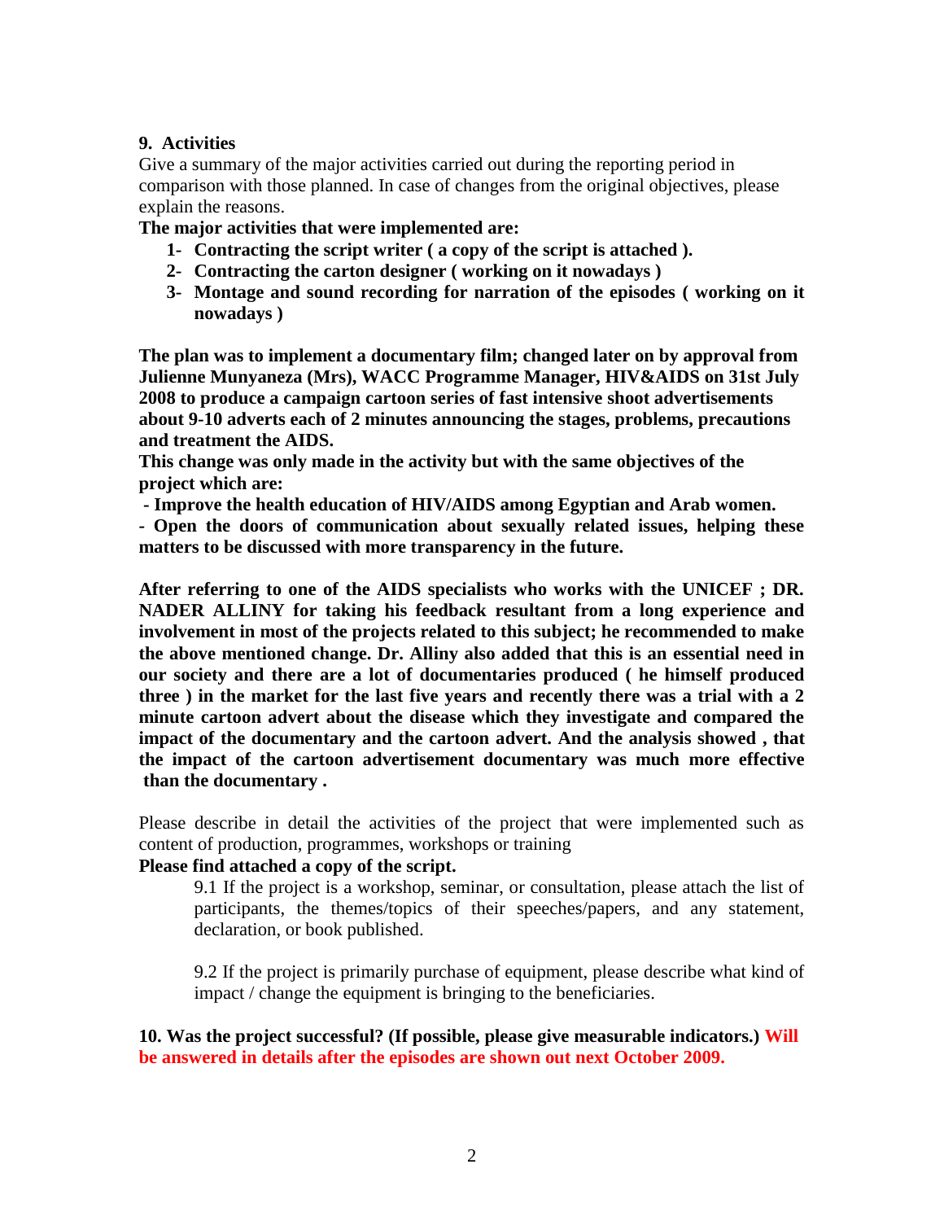**9. Activities**

Give a summary of the major activities carried out during the reporting period in comparison with those planned. In case of changes from the original objectives, please explain the reasons.

**The major activities that were implemented are:**

1. **Contracting the script writer ( a copy of the script is attached ).**
2. **Contracting the carton designer ( working on it nowadays )**
3. **Montage and sound recording for narration of the episodes ( working on it nowadays )**

**The plan was to implement a documentary film; changed later on by approval from Julienne Munyaneza (Mrs), WACC Programme Manager, HIV&AIDS on 31st July 2008 to produce a campaign cartoon series of fast intensive shoot advertisements about 9-10 adverts each of 2 minutes announcing the stages, problems, precautions and treatment the AIDS.**

**This change was only made in the activity but with the same objectives of the project which are:**

**- Improve the health education of HIV/AIDS among Egyptian and Arab women.**

**- Open the doors of communication about sexually related issues, helping these matters to be discussed with more transparency in the future.**

**After referring to one of the AIDS specialists who works with the UNICEF ; DR. NADER ALLINY for taking his feedback resultant from a long experience and involvement in most of the projects related to this subject; he recommended to make the above mentioned change. Dr. Alliny also added that this is an essential need in our society and there are a lot of documentaries produced ( he himself produced three ) in the market for the last five years and recently there was a trial with a 2 minute cartoon advert about the disease which they investigate and compared the impact of the documentary and the cartoon advert. And the analysis showed , that the impact of the cartoon advertisement documentary was much more effective than the documentary .**

Please describe in detail the activities of the project that were implemented such as content of production, programmes, workshops or training

**Please find attached a copy of the script.**

9.1 If the project is a workshop, seminar, or consultation, please attach the list of participants, the themes/topics of their speeches/papers, and any statement, declaration, or book published.

9.2 If the project is primarily purchase of equipment, please describe what kind of impact / change the equipment is bringing to the beneficiaries.

**10. Was the project successful? (If possible, please give measurable indicators.) Will be answered in details after the episodes are shown out next October 2009.**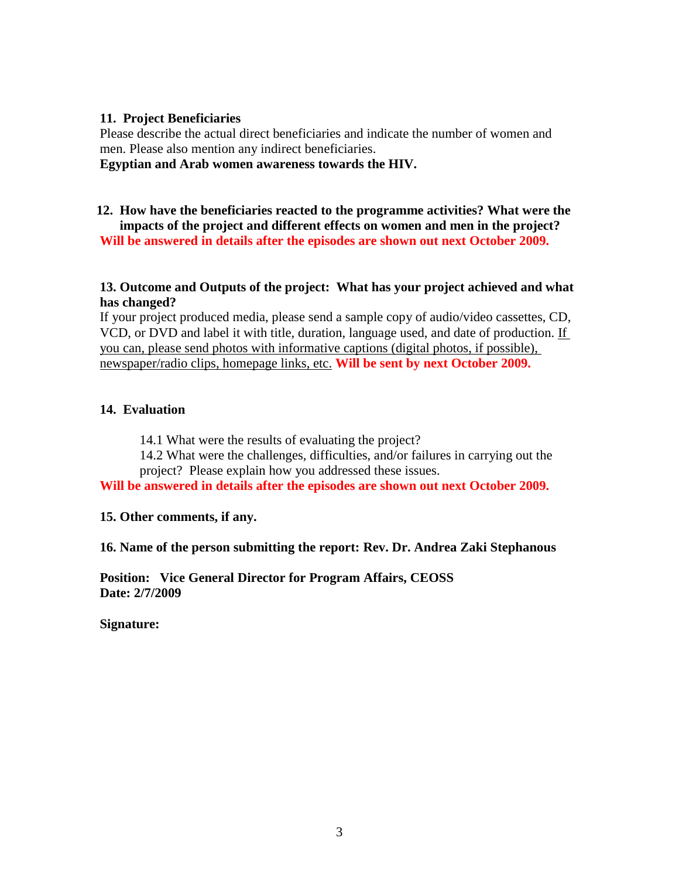**11. Project Beneficiaries**

Please describe the actual direct beneficiaries and indicate the number of women and men. Please also mention any indirect beneficiaries.

**Egyptian and Arab women awareness towards the HIV.**

**12. How have the beneficiaries reacted to the programme activities? What were the impacts of the project and different effects on women and men in the project?**

**Will be answered in details after the episodes are shown out next October 2009.**

**13. Outcome and Outputs of the project: What has your project achieved and what has changed?**

If your project produced media, please send a sample copy of audio/video cassettes, CD, VCD, or DVD and label it with title, duration, language used, and date of production. If you can, please send photos with informative captions (digital photos, if possible), newspaper/radio clips, homepage links, etc. **Will be sent by next October 2009.**

**14. Evaluation**

14.1 What were the results of evaluating the project?

14.2 What were the challenges, difficulties, and/or failures in carrying out the project? Please explain how you addressed these issues.

**Will be answered in details after the episodes are shown out next October 2009.**

**15. Other comments, if any.**

**16. Name of the person submitting the report: Rev. Dr. Andrea Zaki Stephanous**

**Position: Vice General Director for Program Affairs, CEOSS**
**Date: 2/7/2009**

**Signature:**